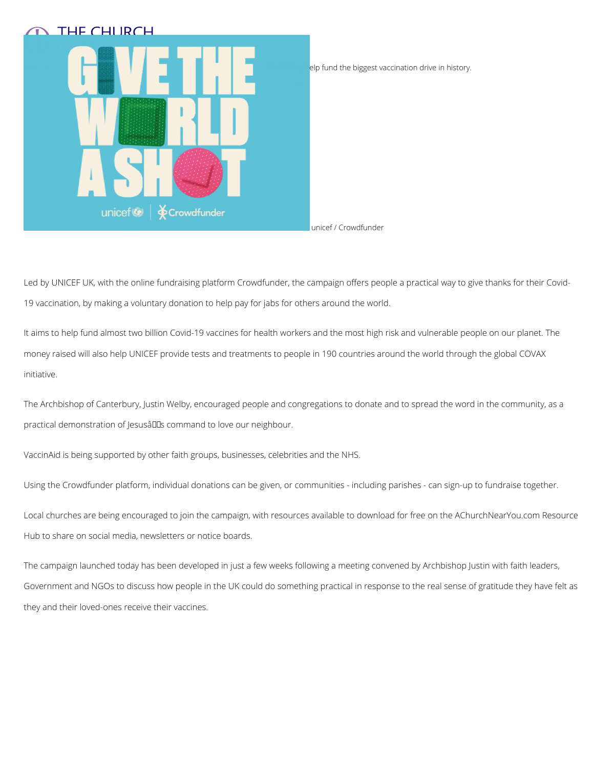elp fund the biggest vaccination drive in history.

unicef / Crowdfunder

Led by UNICEF UK, with the online fundraising platform Crowdfunder, the campaign offers people a practical way to give thanks for their Covid-19 vaccination, by making a voluntary donation to help pay for jabs for others around the world.

It aims to help fund almost two billion Covid-19 vaccines for health workers and the most high risk and vulnerable people on our planet. The money raised will also help UNICEF provide tests and treatments to people in 190 countries around the world through the global COVAX initiative.

The Archbishop of Canterbury, Justin Welby, encouraged people and congregations to donate and to spread the word in the community, as a practical demonstration of Jesusâs command to love our neighbour.

VaccinAid is being supported by other faith groups, businesses, celebrities and the NHS.

Using the Crowdfunder platform, individual donations can be given, or communities - including parishes - can sign-up to fundraise together.

Local churches are being encouraged to join the campaign, with resources available to download for free on the AChurchNearYou.com Resource Hub to share on social media, newsletters or notice boards.

The campaign launched today has been developed in just a few weeks following a meeting convened by Archbishop Justin with faith leaders, Government and NGOs to discuss how people in the UK could do something practical in response to the real sense of gratitude they have felt as they and their loved-ones receive their vaccines.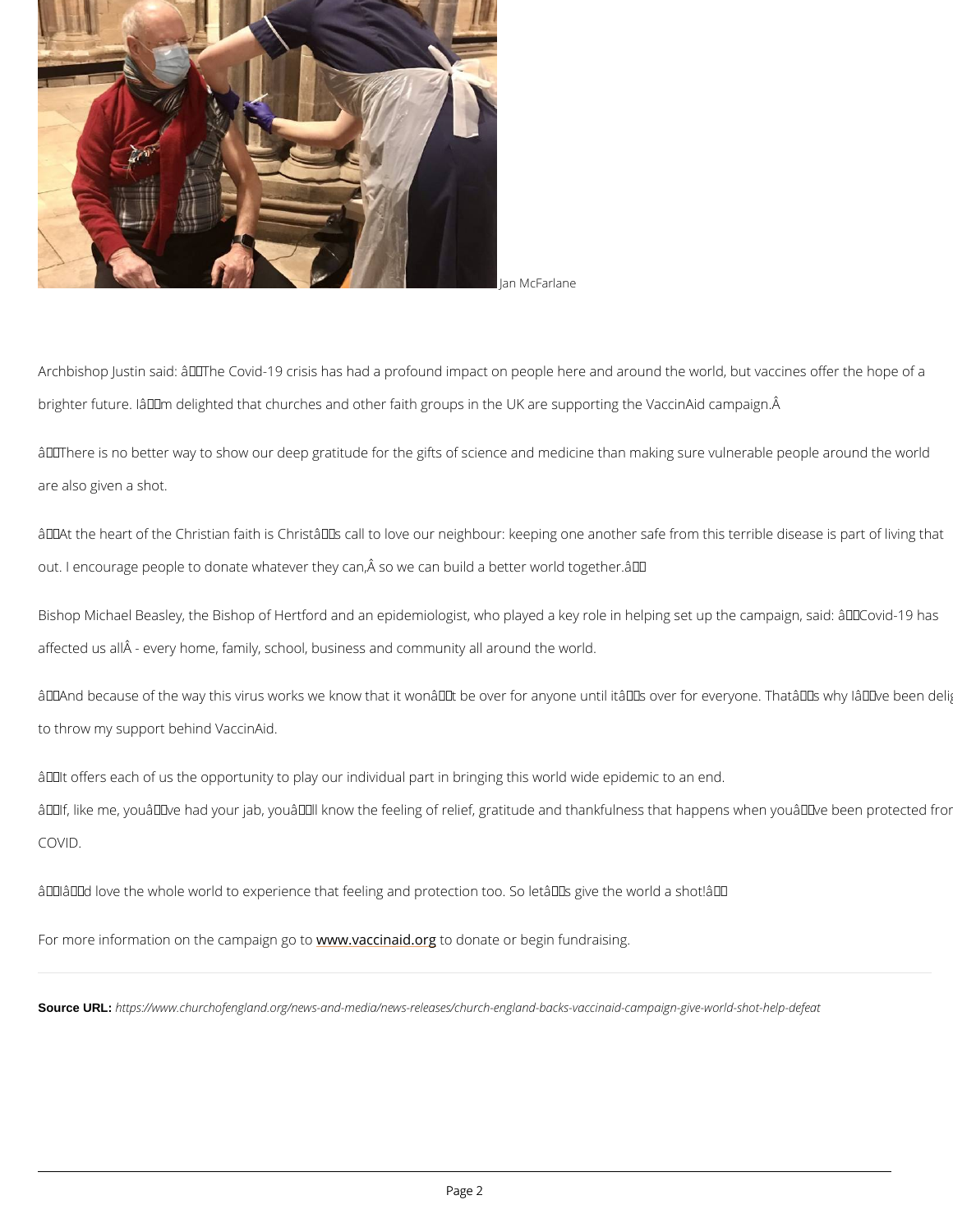Jan McFarlane

Archbishop Justin said: â€œThe Covid-19 crisis has had a profound impact on people here and around the world, but vaccines offer the hope of a brighter future. Iâ€™m delighted that churches and other faith groups in the UK are supporting the VaccinAid campaign.Â 

â€œThere is no better way to show our deep gratitude for the gifts of science and medicine than making sure vulnerable people around the world are also given a shot.

â€œAt the heart of the Christian faith is Christâ€™s call to love our neighbour: keeping one another safe from this terrible disease is part of living that out. I encourage people to donate whatever they can,Â so we can build a better world together.â€

Bishop Michael Beasley, the Bishop of Hertford and an epidemiologist, who played a key role in helping set up the campaign, said: â€œCovid-19 has affected us allÂ - every home, family, school, business and community all around the world.

â€œAnd because of the way this virus works we know that it wonâ€™t be over for anyone until itâ€™s over for everyone. Thatâ€™s why Iâ€™ve been deli to throw my support behind VaccinAid.

â€œIt offers each of us the opportunity to play our individual part in bringing this world wide epidemic to an end.

â€œIf, like me, youâ€™ve had your jab, youâ€™ll know the feeling of relief, gratitude and thankfulness that happens when youâ€™ve been protected fro COVID.

â€œIâ€™d love the whole world to experience that feeling and protection too. So letâ€™s give the world a shot!â€

For more information on the campaign go to www.vaccinaid.org to donate or begin fundraising.

**Source URL:** *https://www.churchofengland.org/news-and-media/news-releases/church-england-backs-vaccinaid-campaign-give-world-shot-help-defeat*